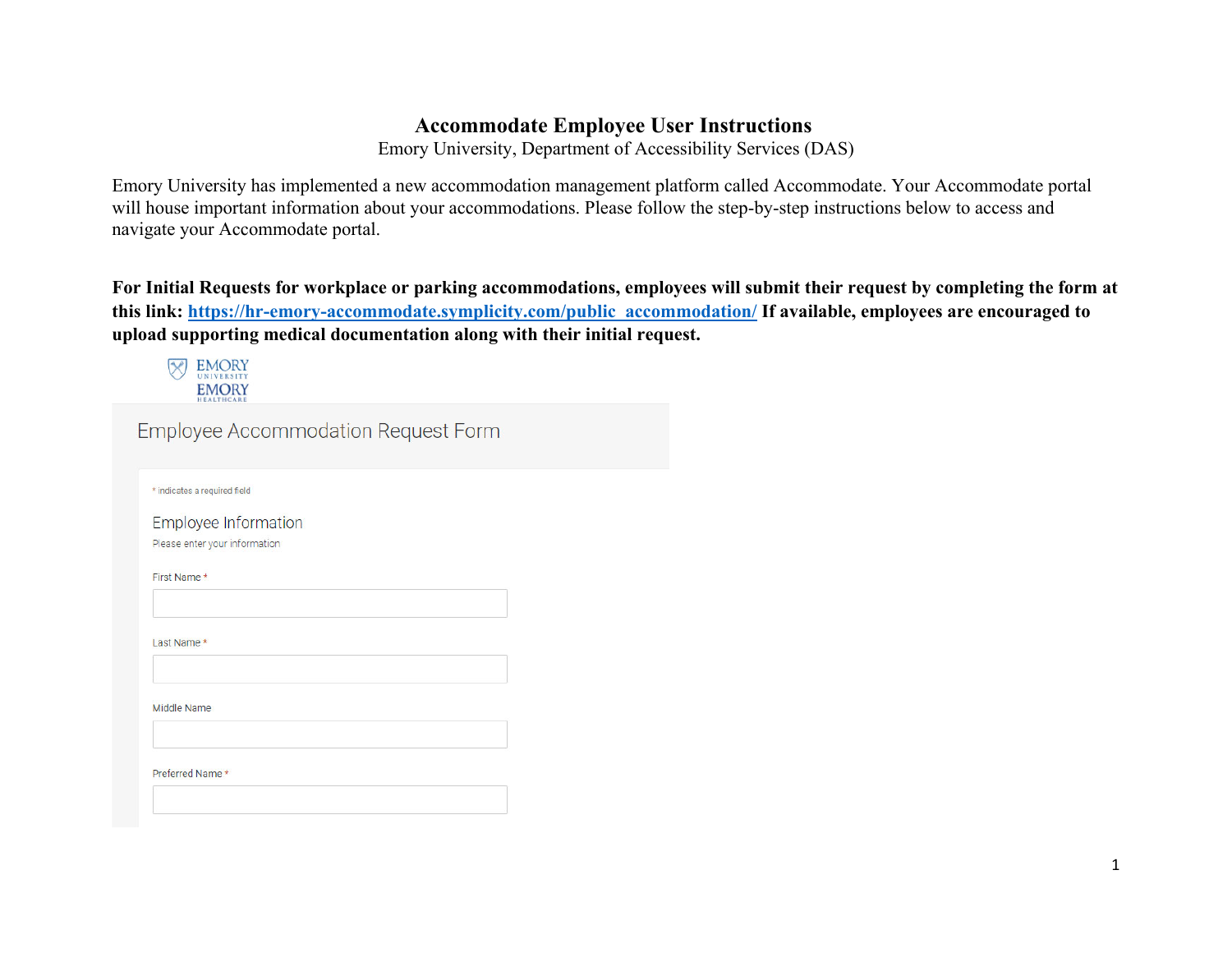# Accommodate Employee User Instructions

Emory University, Department of Accessibility Services (DAS)

Emory University has implemented a new accommodation management platform called Accommodate. Your Accommodate portal will house important information about your accommodations. Please follow the step-by-step instructions below to access and navigate your Accommodate portal.

**For Initial Requests for workplace or parking accommodations, employees will submit their request by completing the form at this link: [https://hr-emory-accommodate.symplicity.com/public_accommodation/](https://hr-emory-accommodate.symplicity.com/public_accommodation/) If available, employees are encouraged to upload supporting medical documentation along with their initial request.**

EMORY UNIVERSITY
EMORY HEALTHCARE

Employee Accommodation Request Form

* indicates a required field

Employee Information

Please enter your information

First Name *

Last Name *

Middle Name

Preferred Name *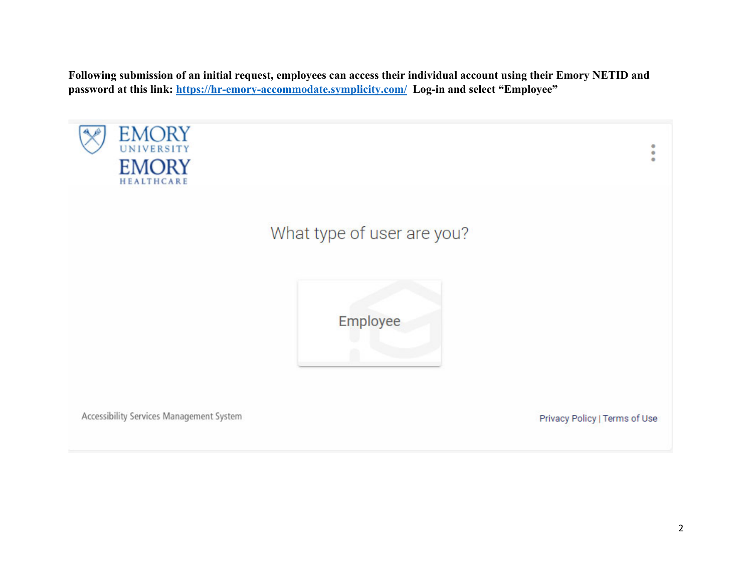**Following submission of an initial request, employees can access their individual account using their Emory NETID and password at this link: [https://hr-emory-accommodate.symplicity.com/](https://hr-emory-accommodate.symplicity.com/) Log-in and select "Employee"**

EMORY UNIVERSITY
EMORY HEALTHCARE

What type of user are you?

Employee

Accessibility Services Management System

Privacy Policy | Terms of Use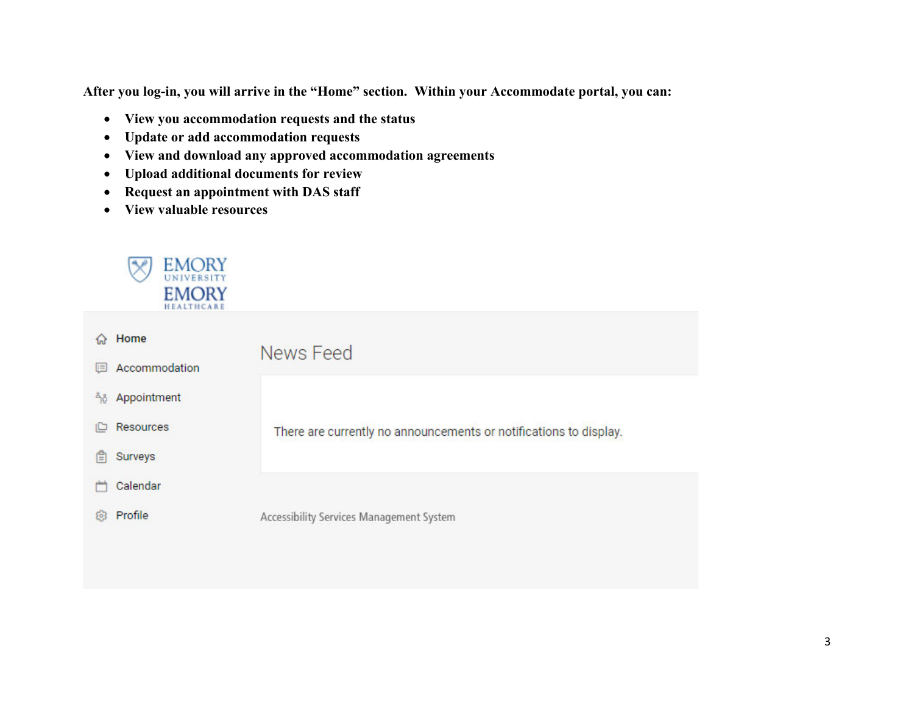**After you log-in, you will arrive in the "Home" section. Within your Accommodate portal, you can:**

- **View you accommodation requests and the status**
- **Update or add accommodation requests**
- **View and download any approved accommodation agreements**
- **Upload additional documents for review**
- **Request an appointment with DAS staff**
- **View valuable resources**

EMORY UNIVERSITY

EMORY HEALTHCARE

- Home
- Accommodation
- Appointment
- Resources
- Surveys
- Calendar
- Profile

News Feed

There are currently no announcements or notifications to display.

Accessibility Services Management System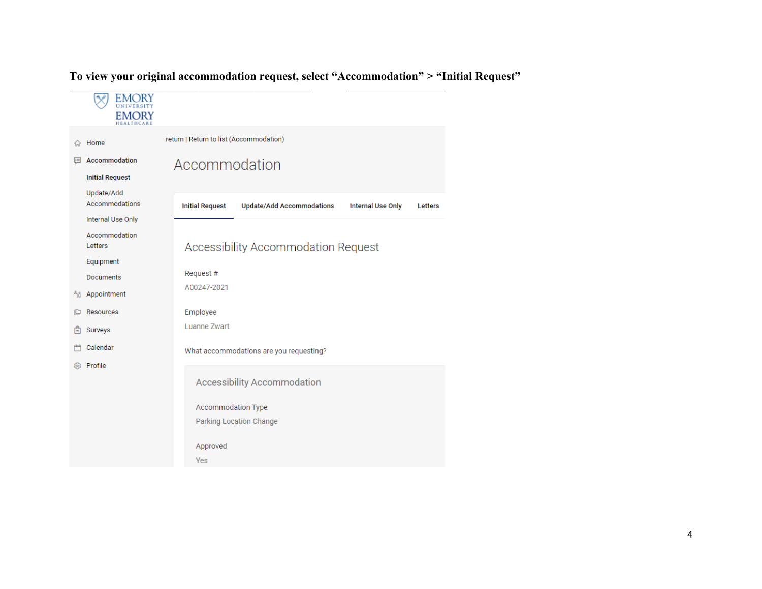**To view your original accommodation request, select "Accommodation" > "Initial Request"**

EMORY UNIVERSITY

EMORY HEALTHCARE

- Home
- Accommodation
  - Initial Request
  - Update/Add Accommodations
  - Internal Use Only
  - Accommodation Letters
  - Equipment
  - Documents
- Appointment
- Resources
- Surveys
- Calendar
- Profile

return | Return to list (Accommodation)

# Accommodation

Initial Request | Update/Add Accommodations | Internal Use Only | Letters

## Accessibility Accommodation Request

Request #

A00247-2021

Employee

Luanne Zwart

What accommodations are you requesting?

### Accessibility Accommodation

Accommodation Type

Parking Location Change

Approved

Yes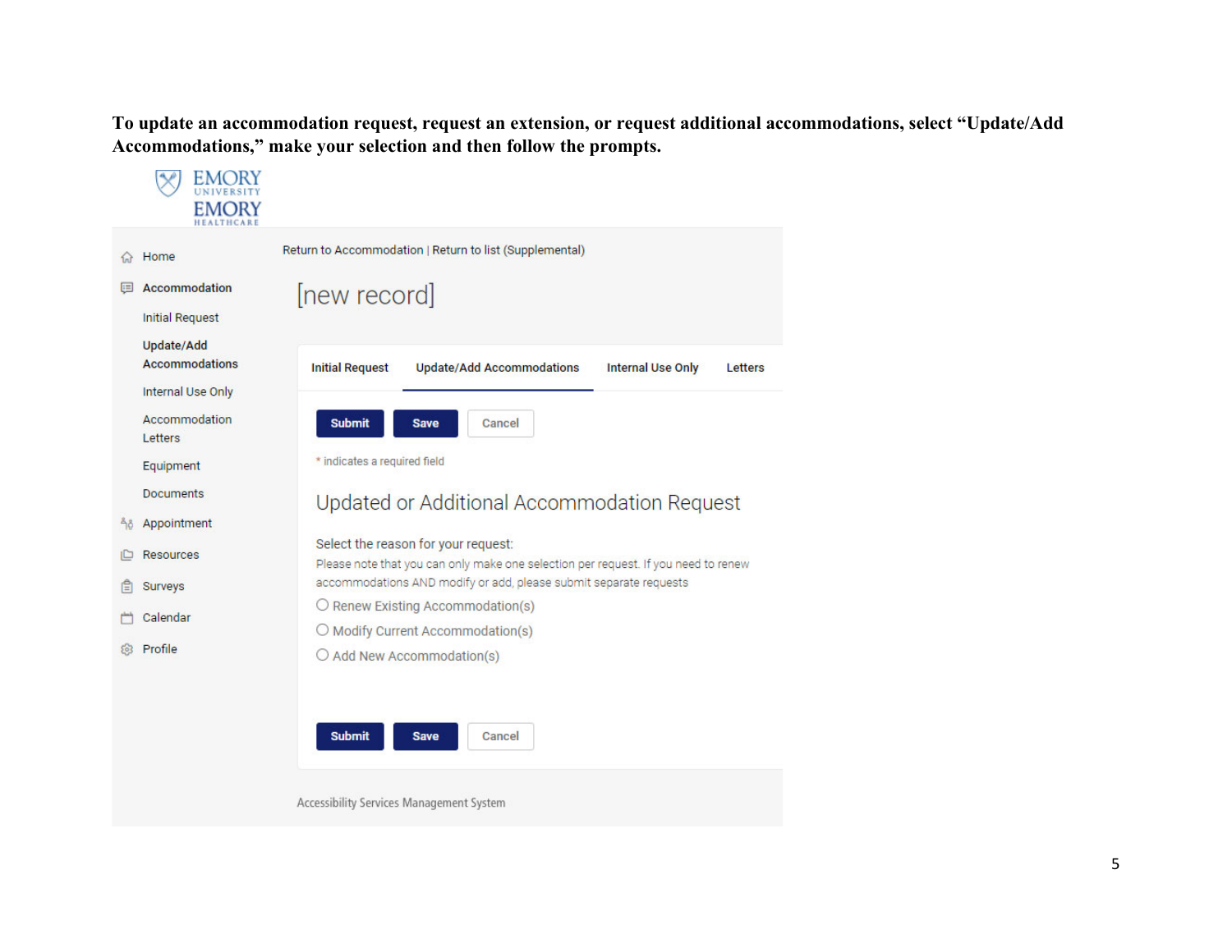**To update an accommodation request, request an extension, or request additional accommodations, select "Update/Add Accommodations," make your selection and then follow the prompts.**

EMORY UNIVERSITY
EMORY HEALTHCARE

- Home
- Accommodation
  - Initial Request
  - Update/Add Accommodations
  - Internal Use Only
  - Accommodation Letters
  - Equipment
  - Documents
- Appointment
- Resources
- Surveys
- Calendar
- Profile

Return to Accommodation | Return to list (Supplemental)

[new record]

Initial Request | Update/Add Accommodations | Internal Use Only | Letters

Submit | Save | Cancel

* indicates a required field

Updated or Additional Accommodation Request

Select the reason for your request:

Please note that you can only make one selection per request. If you need to renew accommodations AND modify or add, please submit separate requests

- ○ Renew Existing Accommodation(s)
- ○ Modify Current Accommodation(s)
- ○ Add New Accommodation(s)

Submit | Save | Cancel

Accessibility Services Management System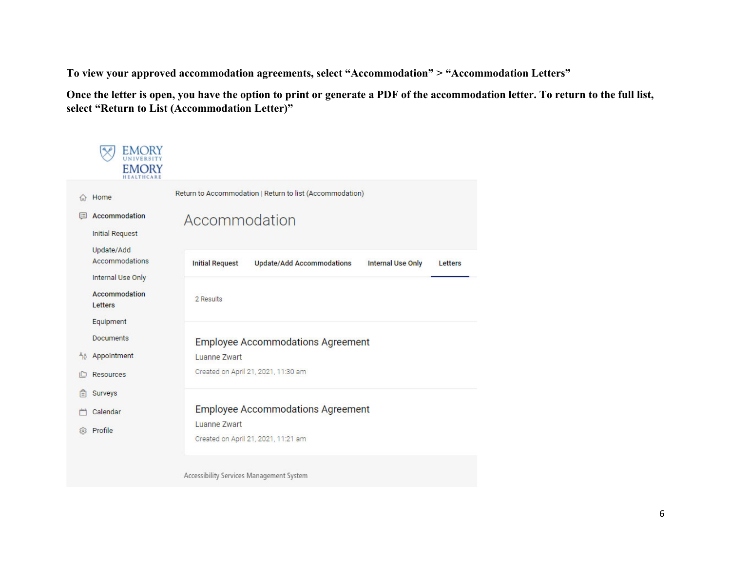**To view your approved accommodation agreements, select "Accommodation" > "Accommodation Letters"**

**Once the letter is open, you have the option to print or generate a PDF of the accommodation letter. To return to the full list, select "Return to List (Accommodation Letter)"**

EMORY UNIVERSITY
EMORY HEALTHCARE

- Home
- Accommodation
  - Initial Request
  - Update/Add Accommodations
  - Internal Use Only
  - Accommodation Letters
  - Equipment
  - Documents
- Appointment
- Resources
- Surveys
- Calendar
- Profile

Return to Accommodation | Return to list (Accommodation)

Accommodation

Initial Request | Update/Add Accommodations | Internal Use Only | Letters

2 Results

Employee Accommodations Agreement
Luanne Zwart
Created on April 21, 2021, 11:30 am

Employee Accommodations Agreement
Luanne Zwart
Created on April 21, 2021, 11:21 am

Accessibility Services Management System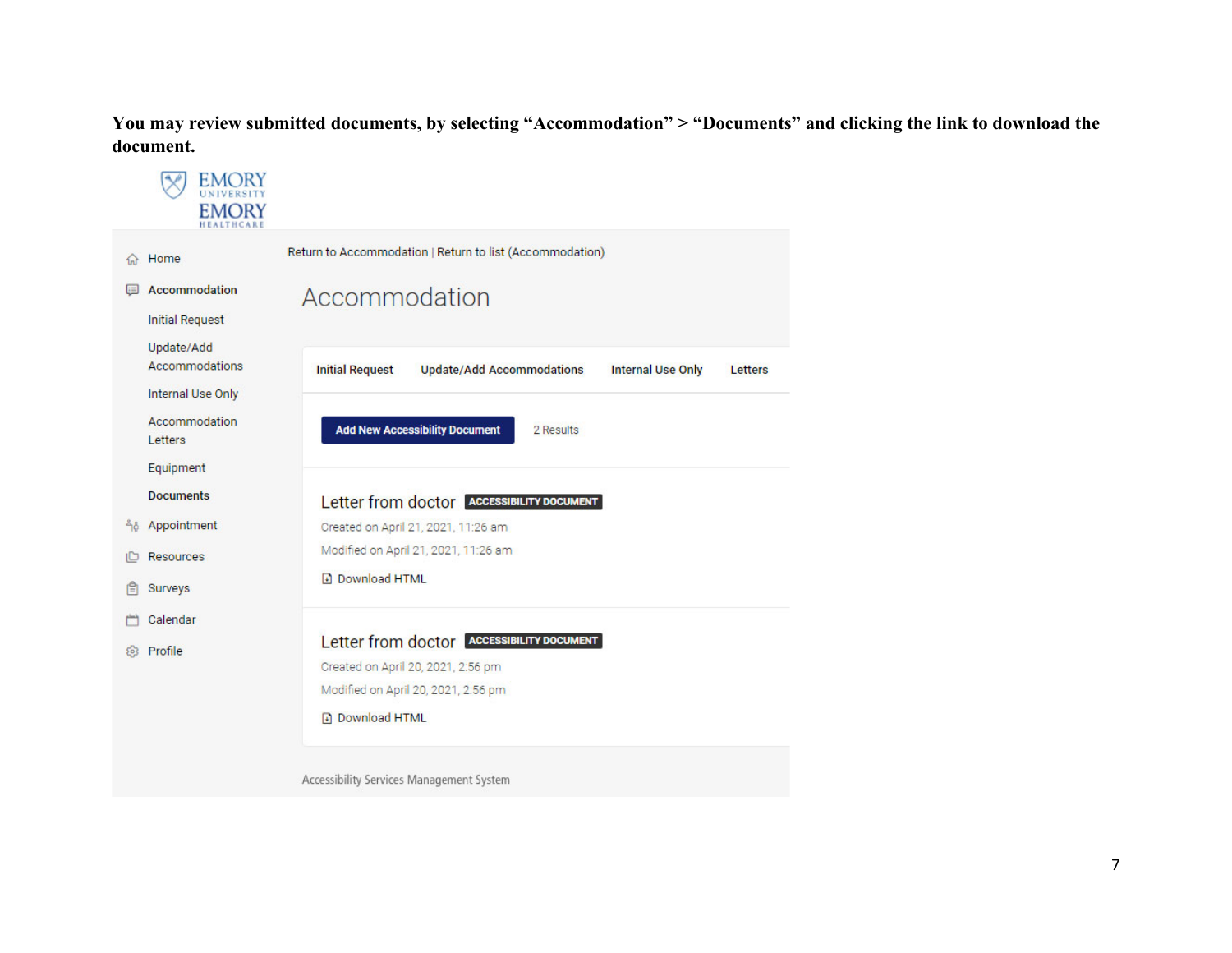**You may review submitted documents, by selecting "Accommodation" > "Documents" and clicking the link to download the document.**

EMORY UNIVERSITY
EMORY HEALTHCARE

- Home
- Accommodation
  - Initial Request
  - Update/Add Accommodations
  - Internal Use Only
  - Accommodation Letters
  - Equipment
  - **Documents**
- Appointment
- Resources
- Surveys
- Calendar
- Profile

Return to Accommodation | Return to list (Accommodation)

# Accommodation

**Initial Request** | **Update/Add Accommodations** | **Internal Use Only** | **Letters**

**Add New Accessibility Document** 2 Results

Letter from doctor ACCESSIBILITY DOCUMENT

Created on April 21, 2021, 11:26 am

Modified on April 21, 2021, 11:26 am

Download HTML

Letter from doctor ACCESSIBILITY DOCUMENT

Created on April 20, 2021, 2:56 pm

Modified on April 20, 2021, 2:56 pm

Download HTML

Accessibility Services Management System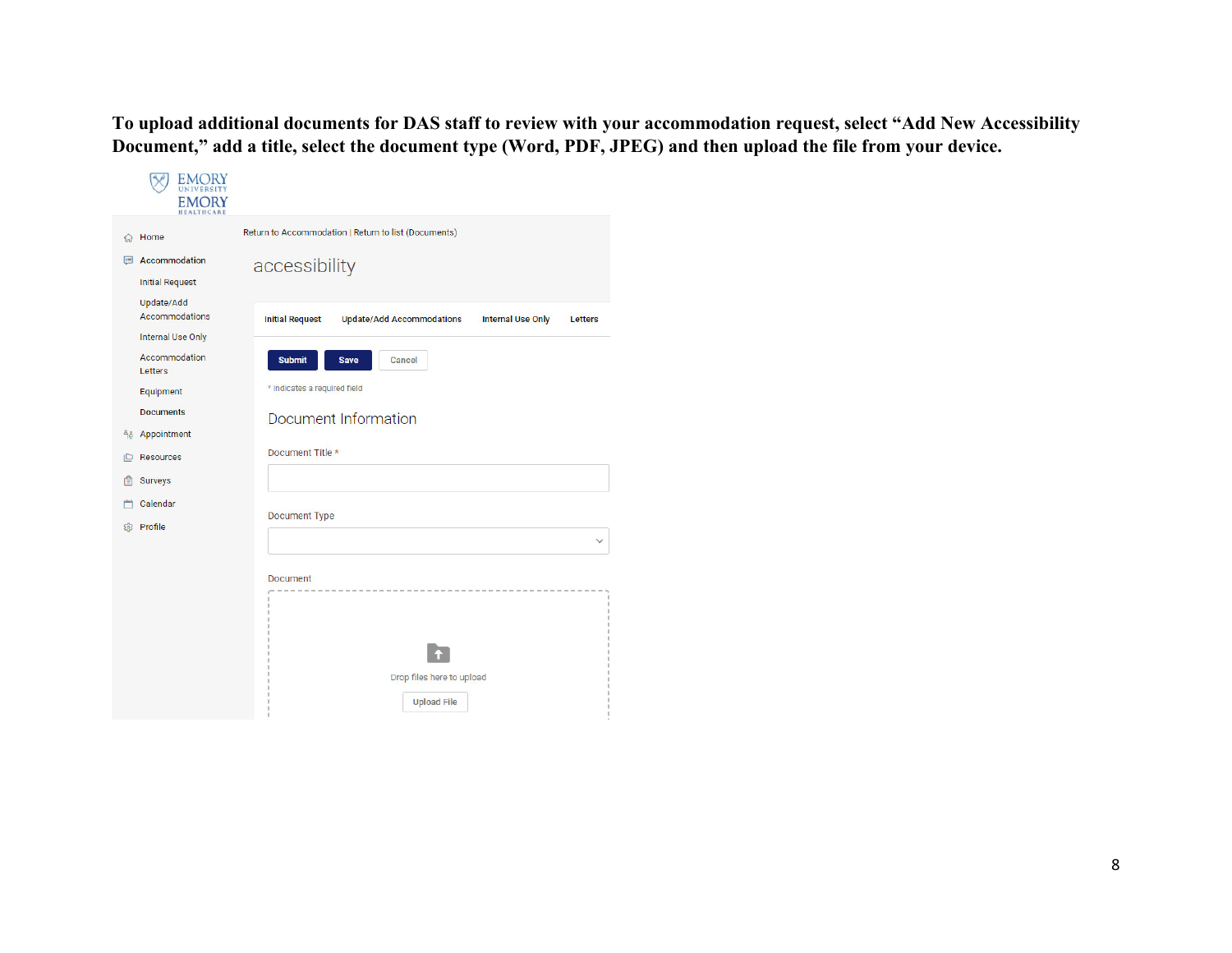**To upload additional documents for DAS staff to review with your accommodation request, select "Add New Accessibility Document," add a title, select the document type (Word, PDF, JPEG) and then upload the file from your device.**

EMORY UNIVERSITY
EMORY HEALTHCARE

- Home
- Accommodation
  - Initial Request
  - Update/Add Accommodations
  - Internal Use Only
  - Accommodation Letters
  - Equipment
  - Documents
- Appointment
- Resources
- Surveys
- Calendar
- Profile

Return to Accommodation | Return to list (Documents)

accessibility

Initial Request | Update/Add Accommodations | Internal Use Only | Letters

Submit | Save | Cancel

\* indicates a required field

Document Information

Document Title *

Document Type

Document

Drop files here to upload

Upload File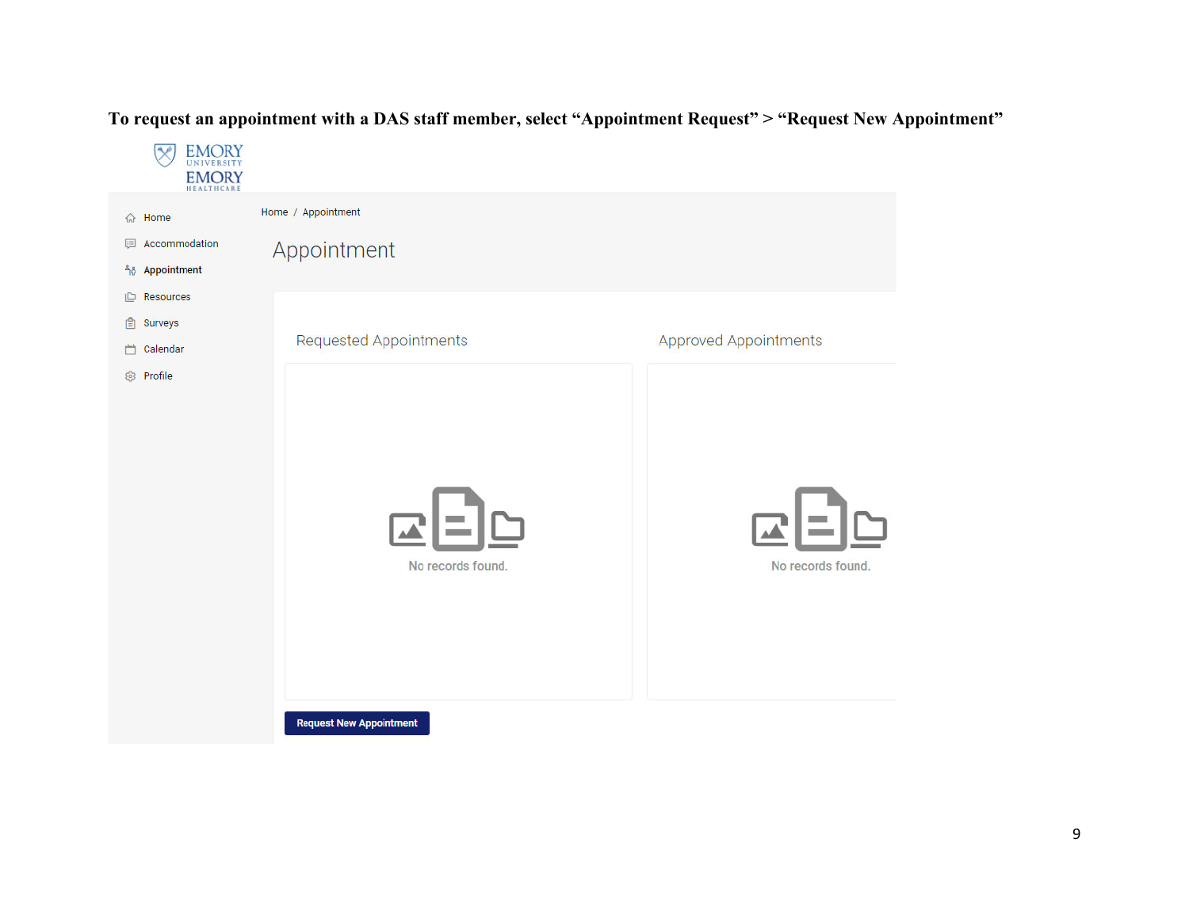**To request an appointment with a DAS staff member, select "Appointment Request" > "Request New Appointment"**

EMORY UNIVERSITY
EMORY HEALTHCARE

- Home
- Accommodation
- Appointment
- Resources
- Surveys
- Calendar
- Profile

Home / Appointment

Appointment

Requested Appointments

No records found.

Approved Appointments

No records found.

Request New Appointment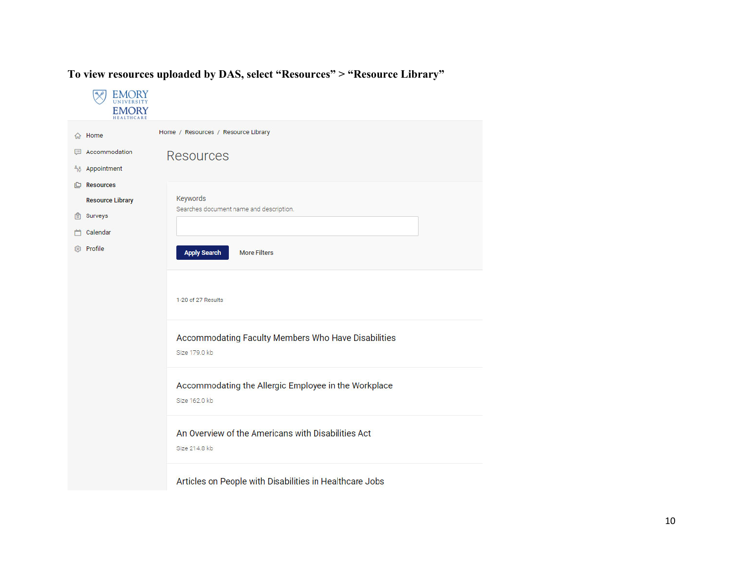**To view resources uploaded by DAS, select "Resources" > "Resource Library"**

EMORY UNIVERSITY
EMORY HEALTHCARE

- Home
- Accommodation
- Appointment
- Resources
  - Resource Library
- Surveys
- Calendar
- Profile

Home / Resources / Resource Library

Resources

Keywords

Searches document name and description.

Apply Search    More Filters

1-20 of 27 Results

Accommodating Faculty Members Who Have Disabilities

Size 179.0 kb

Accommodating the Allergic Employee in the Workplace

Size 162.0 kb

An Overview of the Americans with Disabilities Act

Size 214.8 kb

Articles on People with Disabilities in Healthcare Jobs